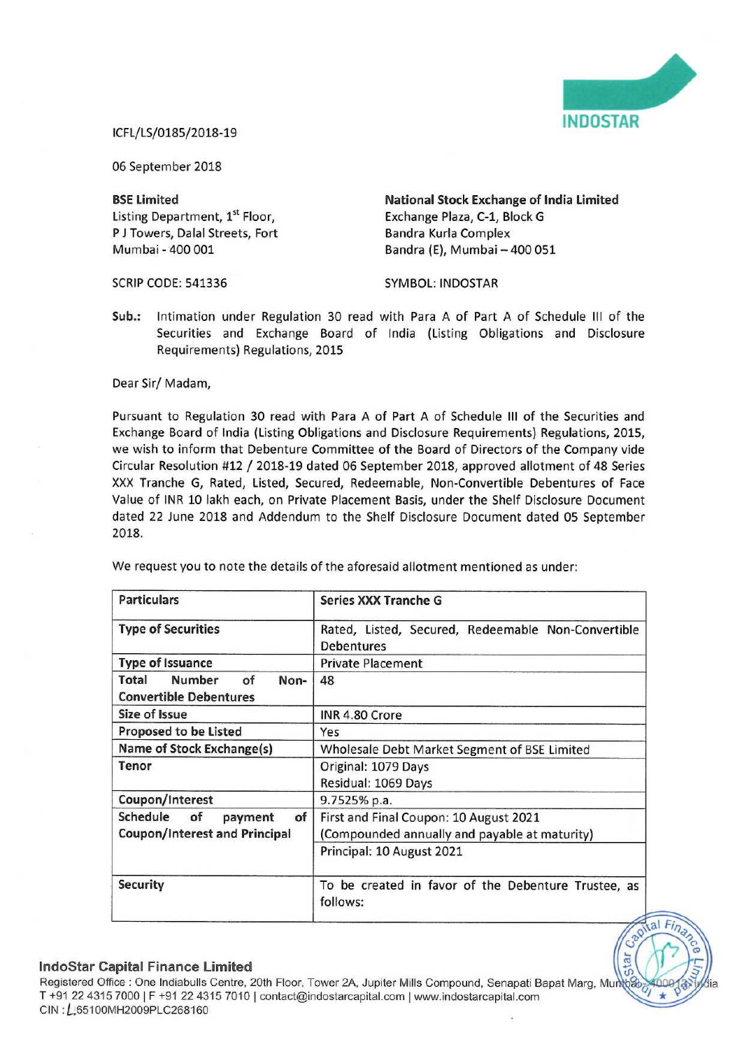INDOSTAR

ICFL/LS/0185/2018-19

06 September 2018

**BSE Limited**
Listing Department, 1st Floor,
P J Towers, Dalal Streets, Fort
Mumbai - 400 001

SCRIP CODE: 541336

**National Stock Exchange of India Limited**
Exchange Plaza, C-1, Block G
Bandra Kurla Complex
Bandra (E), Mumbai – 400 051

SYMBOL: INDOSTAR

**Sub.:** Intimation under Regulation 30 read with Para A of Part A of Schedule III of the Securities and Exchange Board of India (Listing Obligations and Disclosure Requirements) Regulations, 2015

Dear Sir/ Madam,

Pursuant to Regulation 30 read with Para A of Part A of Schedule III of the Securities and Exchange Board of India (Listing Obligations and Disclosure Requirements) Regulations, 2015, we wish to inform that Debenture Committee of the Board of Directors of the Company vide Circular Resolution #12 / 2018-19 dated 06 September 2018, approved allotment of 48 Series XXX Tranche G, Rated, Listed, Secured, Redeemable, Non-Convertible Debentures of Face Value of INR 10 lakh each, on Private Placement Basis, under the Shelf Disclosure Document dated 22 June 2018 and Addendum to the Shelf Disclosure Document dated 05 September 2018.

We request you to note the details of the aforesaid allotment mentioned as under:

| **Particulars** | **Series XXX Tranche G** |
|---|---|
| **Type of Securities** | Rated, Listed, Secured, Redeemable Non-Convertible Debentures |
| **Type of Issuance** | Private Placement |
| **Total Number of Non-Convertible Debentures** | 48 |
| **Size of Issue** | INR 4.80 Crore |
| **Proposed to be Listed** | Yes |
| **Name of Stock Exchange(s)** | Wholesale Debt Market Segment of BSE Limited |
| **Tenor** | Original: 1079 Days<br>Residual: 1069 Days |
| **Coupon/Interest** | 9.7525% p.a. |
| **Schedule of payment of Coupon/Interest and Principal** | First and Final Coupon: 10 August 2021<br>(Compounded annually and payable at maturity)<br>Principal: 10 August 2021 |
| **Security** | To be created in favor of the Debenture Trustee, as follows: |

**IndoStar Capital Finance Limited**
Registered Office : One Indiabulls Centre, 20th Floor, Tower 2A, Jupiter Mills Compound, Senapati Bapat Marg, Mumbai 400013, India
T +91 22 4315 7000 | F +91 22 4315 7010 | contact@indostarcapital.com | www.indostarcapital.com
CIN : L65100MH2009PLC268160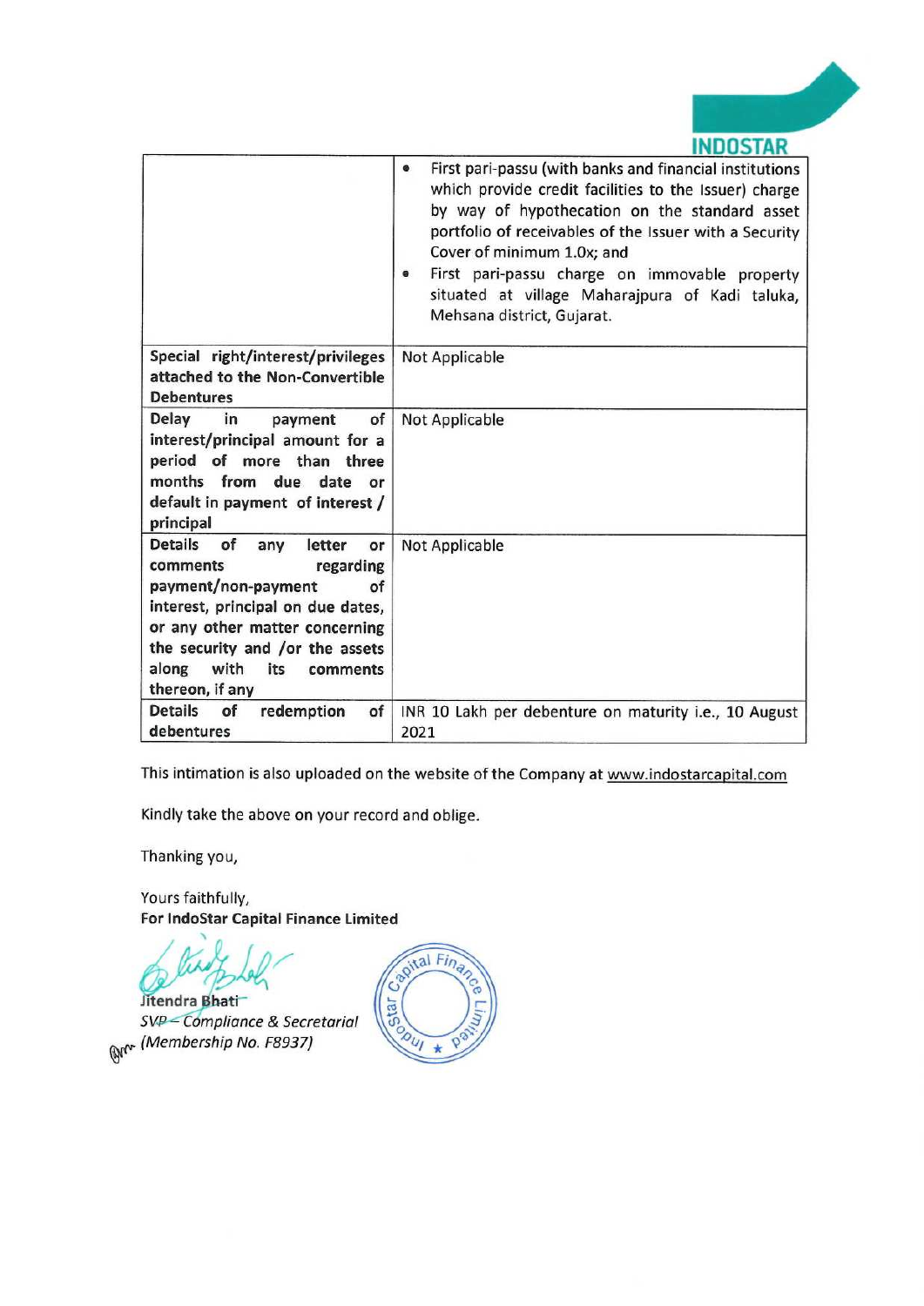| | |
|---|---|
| | • First pari-passu (with banks and financial institutions which provide credit facilities to the Issuer) charge by way of hypothecation on the standard asset portfolio of receivables of the Issuer with a Security Cover of minimum 1.0x; and<br>• First pari-passu charge on immovable property situated at village Maharajpura of Kadi taluka, Mehsana district, Gujarat. |
| **Special right/interest/privileges attached to the Non-Convertible Debentures** | Not Applicable |
| **Delay in payment of interest/principal amount for a period of more than three months from due date or default in payment of interest / principal** | Not Applicable |
| **Details of any letter or comments regarding payment/non-payment of interest, principal on due dates, or any other matter concerning the security and /or the assets along with its comments thereon, if any** | Not Applicable |
| **Details of redemption of debentures** | INR 10 Lakh per debenture on maturity i.e., 10 August 2021 |

This intimation is also uploaded on the website of the Company at www.indostarcapital.com

Kindly take the above on your record and oblige.

Thanking you,

Yours faithfully,
**For IndoStar Capital Finance Limited**

Jitendra Bhati
*SVP – Compliance & Secretarial*
*(Membership No. F8937)*